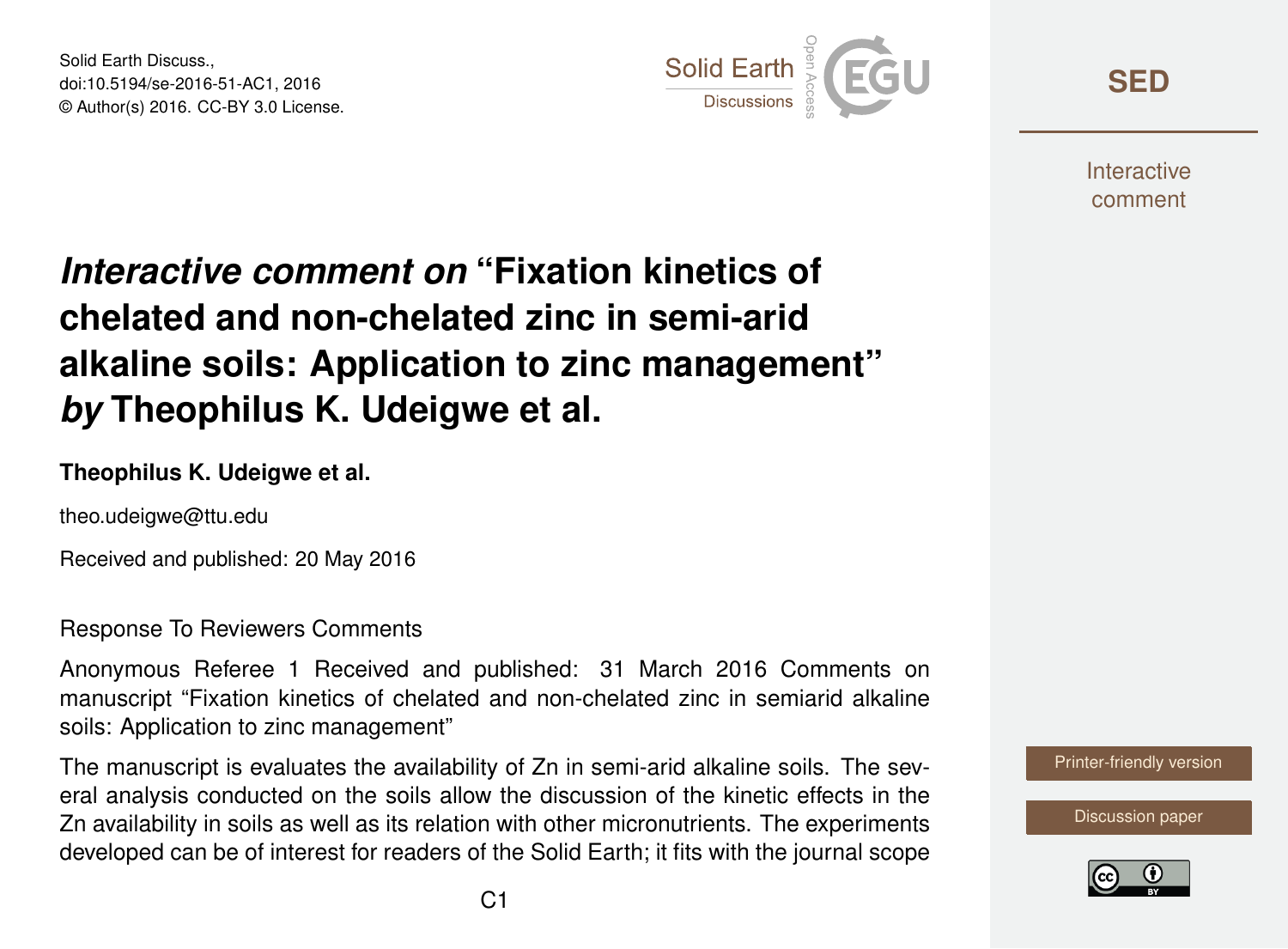Solid Earth Discuss.,
doi:10.5194/se-2016-51-AC1, 2016
© Author(s) 2016. CC-BY 3.0 License.

# *Interactive comment on* "Fixation kinetics of chelated and non-chelated zinc in semi-arid alkaline soils: Application to zinc management" *by* Theophilus K. Udeigwe et al.

**Theophilus K. Udeigwe et al.**

theo.udeigwe@ttu.edu

Received and published: 20 May 2016

Response To Reviewers Comments

Anonymous Referee 1 Received and published: 31 March 2016 Comments on manuscript "Fixation kinetics of chelated and non-chelated zinc in semiarid alkaline soils: Application to zinc management"

The manuscript is evaluates the availability of Zn in semi-arid alkaline soils. The several analysis conducted on the soils allow the discussion of the kinetic effects in the Zn availability in soils as well as its relation with other micronutrients. The experiments developed can be of interest for readers of the Solid Earth; it fits with the journal scope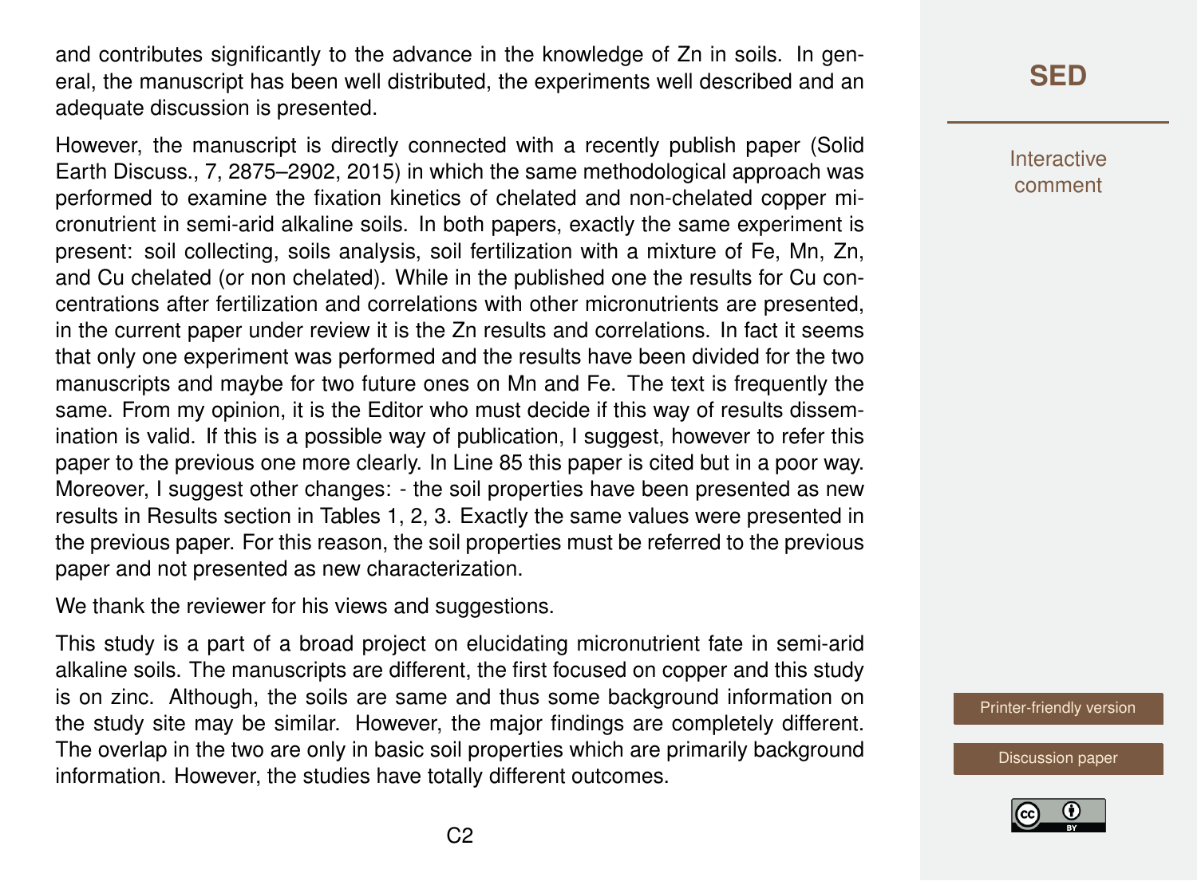and contributes significantly to the advance in the knowledge of Zn in soils. In general, the manuscript has been well distributed, the experiments well described and an adequate discussion is presented.

However, the manuscript is directly connected with a recently publish paper (Solid Earth Discuss., 7, 2875–2902, 2015) in which the same methodological approach was performed to examine the fixation kinetics of chelated and non-chelated copper micronutrient in semi-arid alkaline soils. In both papers, exactly the same experiment is present: soil collecting, soils analysis, soil fertilization with a mixture of Fe, Mn, Zn, and Cu chelated (or non chelated). While in the published one the results for Cu concentrations after fertilization and correlations with other micronutrients are presented, in the current paper under review it is the Zn results and correlations. In fact it seems that only one experiment was performed and the results have been divided for the two manuscripts and maybe for two future ones on Mn and Fe. The text is frequently the same. From my opinion, it is the Editor who must decide if this way of results dissemination is valid. If this is a possible way of publication, I suggest, however to refer this paper to the previous one more clearly. In Line 85 this paper is cited but in a poor way. Moreover, I suggest other changes: - the soil properties have been presented as new results in Results section in Tables 1, 2, 3. Exactly the same values were presented in the previous paper. For this reason, the soil properties must be referred to the previous paper and not presented as new characterization.

We thank the reviewer for his views and suggestions.

This study is a part of a broad project on elucidating micronutrient fate in semi-arid alkaline soils. The manuscripts are different, the first focused on copper and this study is on zinc. Although, the soils are same and thus some background information on the study site may be similar. However, the major findings are completely different. The overlap in the two are only in basic soil properties which are primarily background information. However, the studies have totally different outcomes.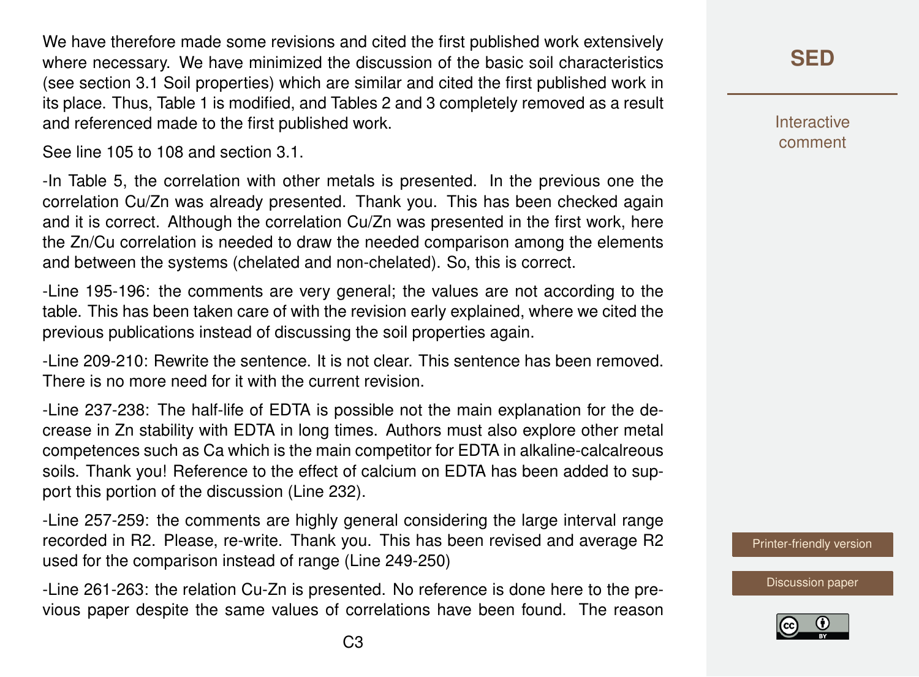We have therefore made some revisions and cited the first published work extensively where necessary. We have minimized the discussion of the basic soil characteristics (see section 3.1 Soil properties) which are similar and cited the first published work in its place. Thus, Table 1 is modified, and Tables 2 and 3 completely removed as a result and referenced made to the first published work.

See line 105 to 108 and section 3.1.

-In Table 5, the correlation with other metals is presented. In the previous one the correlation Cu/Zn was already presented. Thank you. This has been checked again and it is correct. Although the correlation Cu/Zn was presented in the first work, here the Zn/Cu correlation is needed to draw the needed comparison among the elements and between the systems (chelated and non-chelated). So, this is correct.

-Line 195-196: the comments are very general; the values are not according to the table. This has been taken care of with the revision early explained, where we cited the previous publications instead of discussing the soil properties again.

-Line 209-210: Rewrite the sentence. It is not clear. This sentence has been removed. There is no more need for it with the current revision.

-Line 237-238: The half-life of EDTA is possible not the main explanation for the decrease in Zn stability with EDTA in long times. Authors must also explore other metal competences such as Ca which is the main competitor for EDTA in alkaline-calcalreous soils. Thank you! Reference to the effect of calcium on EDTA has been added to support this portion of the discussion (Line 232).

-Line 257-259: the comments are highly general considering the large interval range recorded in R2. Please, re-write. Thank you. This has been revised and average R2 used for the comparison instead of range (Line 249-250)

-Line 261-263: the relation Cu-Zn is presented. No reference is done here to the previous paper despite the same values of correlations have been found. The reason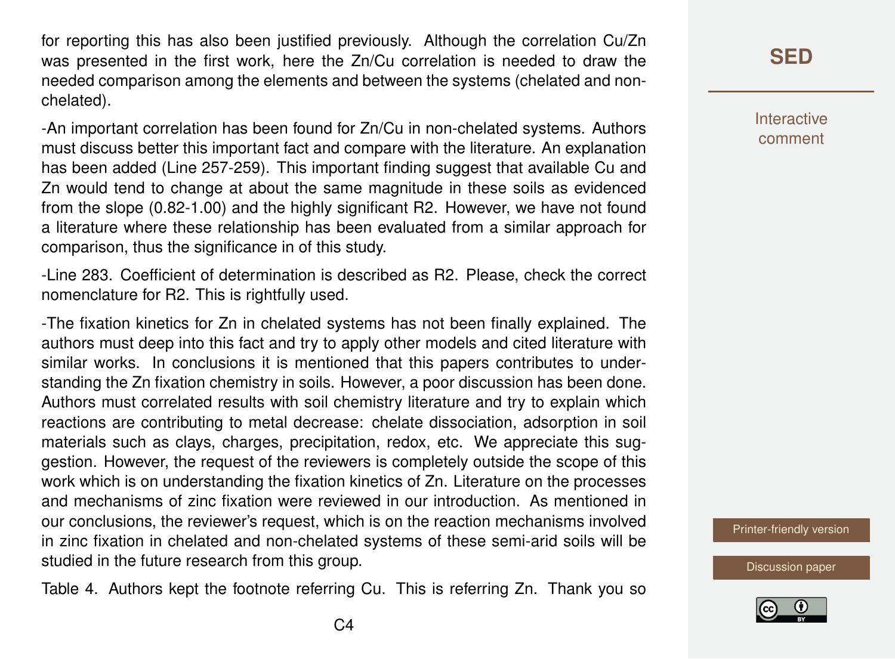for reporting this has also been justified previously. Although the correlation Cu/Zn was presented in the first work, here the Zn/Cu correlation is needed to draw the needed comparison among the elements and between the systems (chelated and non-chelated).

-An important correlation has been found for Zn/Cu in non-chelated systems. Authors must discuss better this important fact and compare with the literature. An explanation has been added (Line 257-259). This important finding suggest that available Cu and Zn would tend to change at about the same magnitude in these soils as evidenced from the slope (0.82-1.00) and the highly significant R2. However, we have not found a literature where these relationship has been evaluated from a similar approach for comparison, thus the significance in of this study.

-Line 283. Coefficient of determination is described as R2. Please, check the correct nomenclature for R2. This is rightfully used.

-The fixation kinetics for Zn in chelated systems has not been finally explained. The authors must deep into this fact and try to apply other models and cited literature with similar works. In conclusions it is mentioned that this papers contributes to understanding the Zn fixation chemistry in soils. However, a poor discussion has been done. Authors must correlated results with soil chemistry literature and try to explain which reactions are contributing to metal decrease: chelate dissociation, adsorption in soil materials such as clays, charges, precipitation, redox, etc. We appreciate this suggestion. However, the request of the reviewers is completely outside the scope of this work which is on understanding the fixation kinetics of Zn. Literature on the processes and mechanisms of zinc fixation were reviewed in our introduction. As mentioned in our conclusions, the reviewer's request, which is on the reaction mechanisms involved in zinc fixation in chelated and non-chelated systems of these semi-arid soils will be studied in the future research from this group.

Table 4. Authors kept the footnote referring Cu. This is referring Zn. Thank you so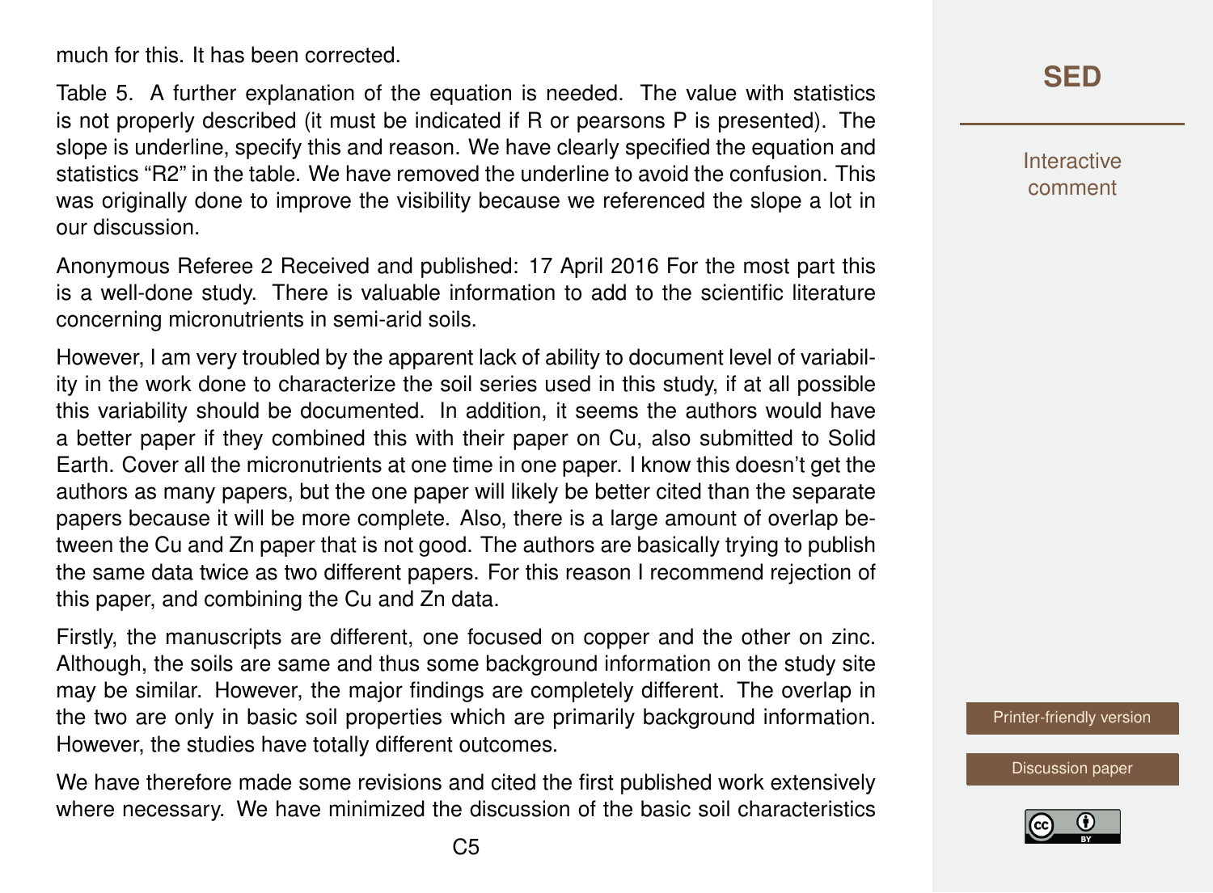much for this. It has been corrected.

Table 5. A further explanation of the equation is needed. The value with statistics is not properly described (it must be indicated if R or pearsons P is presented). The slope is underline, specify this and reason. We have clearly specified the equation and statistics “R2” in the table. We have removed the underline to avoid the confusion. This was originally done to improve the visibility because we referenced the slope a lot in our discussion.

Anonymous Referee 2 Received and published: 17 April 2016 For the most part this is a well-done study. There is valuable information to add to the scientific literature concerning micronutrients in semi-arid soils.

However, I am very troubled by the apparent lack of ability to document level of variability in the work done to characterize the soil series used in this study, if at all possible this variability should be documented. In addition, it seems the authors would have a better paper if they combined this with their paper on Cu, also submitted to Solid Earth. Cover all the micronutrients at one time in one paper. I know this doesn’t get the authors as many papers, but the one paper will likely be better cited than the separate papers because it will be more complete. Also, there is a large amount of overlap between the Cu and Zn paper that is not good. The authors are basically trying to publish the same data twice as two different papers. For this reason I recommend rejection of this paper, and combining the Cu and Zn data.

Firstly, the manuscripts are different, one focused on copper and the other on zinc. Although, the soils are same and thus some background information on the study site may be similar. However, the major findings are completely different. The overlap in the two are only in basic soil properties which are primarily background information. However, the studies have totally different outcomes.

We have therefore made some revisions and cited the first published work extensively where necessary. We have minimized the discussion of the basic soil characteristics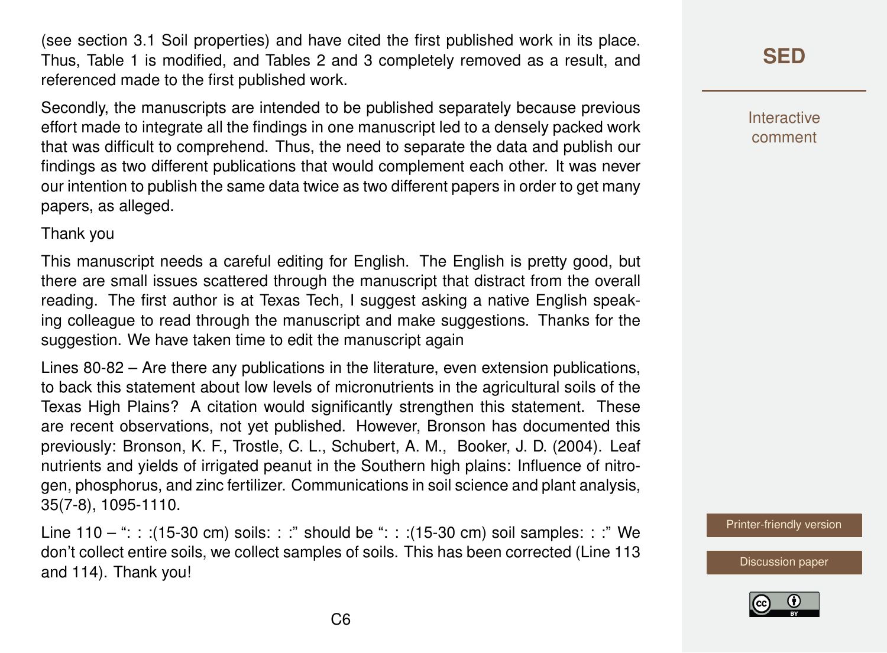(see section 3.1 Soil properties) and have cited the first published work in its place. Thus, Table 1 is modified, and Tables 2 and 3 completely removed as a result, and referenced made to the first published work.

Secondly, the manuscripts are intended to be published separately because previous effort made to integrate all the findings in one manuscript led to a densely packed work that was difficult to comprehend. Thus, the need to separate the data and publish our findings as two different publications that would complement each other. It was never our intention to publish the same data twice as two different papers in order to get many papers, as alleged.

Thank you

This manuscript needs a careful editing for English. The English is pretty good, but there are small issues scattered through the manuscript that distract from the overall reading. The first author is at Texas Tech, I suggest asking a native English speaking colleague to read through the manuscript and make suggestions. Thanks for the suggestion. We have taken time to edit the manuscript again

Lines 80-82 – Are there any publications in the literature, even extension publications, to back this statement about low levels of micronutrients in the agricultural soils of the Texas High Plains? A citation would significantly strengthen this statement. These are recent observations, not yet published. However, Bronson has documented this previously: Bronson, K. F., Trostle, C. L., Schubert, A. M., Booker, J. D. (2004). Leaf nutrients and yields of irrigated peanut in the Southern high plains: Influence of nitrogen, phosphorus, and zinc fertilizer. Communications in soil science and plant analysis, 35(7-8), 1095-1110.

Line 110 – ": : :(15-30 cm) soils: : :" should be ": : :(15-30 cm) soil samples: : :" We don't collect entire soils, we collect samples of soils. This has been corrected (Line 113 and 114). Thank you!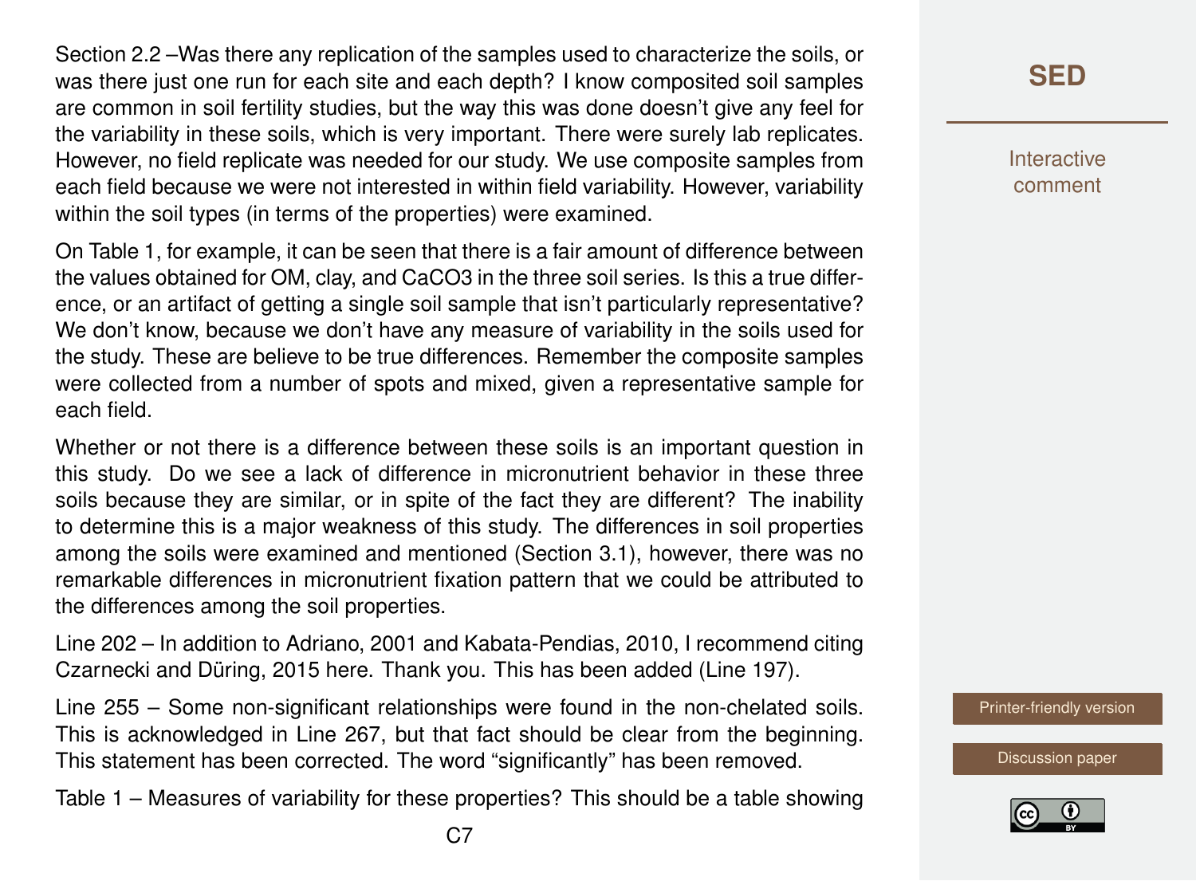Section 2.2 –Was there any replication of the samples used to characterize the soils, or was there just one run for each site and each depth? I know composited soil samples are common in soil fertility studies, but the way this was done doesn't give any feel for the variability in these soils, which is very important. There were surely lab replicates. However, no field replicate was needed for our study. We use composite samples from each field because we were not interested in within field variability. However, variability within the soil types (in terms of the properties) were examined.

On Table 1, for example, it can be seen that there is a fair amount of difference between the values obtained for OM, clay, and $CaCO_3$ in the three soil series. Is this a true difference, or an artifact of getting a single soil sample that isn't particularly representative? We don't know, because we don't have any measure of variability in the soils used for the study. These are believe to be true differences. Remember the composite samples were collected from a number of spots and mixed, given a representative sample for each field.

Whether or not there is a difference between these soils is an important question in this study. Do we see a lack of difference in micronutrient behavior in these three soils because they are similar, or in spite of the fact they are different? The inability to determine this is a major weakness of this study. The differences in soil properties among the soils were examined and mentioned (Section 3.1), however, there was no remarkable differences in micronutrient fixation pattern that we could be attributed to the differences among the soil properties.

Line 202 – In addition to Adriano, 2001 and Kabata-Pendias, 2010, I recommend citing Czarnecki and Düring, 2015 here. Thank you. This has been added (Line 197).

Line 255 – Some non-significant relationships were found in the non-chelated soils. This is acknowledged in Line 267, but that fact should be clear from the beginning. This statement has been corrected. The word "significantly" has been removed.

Table 1 – Measures of variability for these properties? This should be a table showing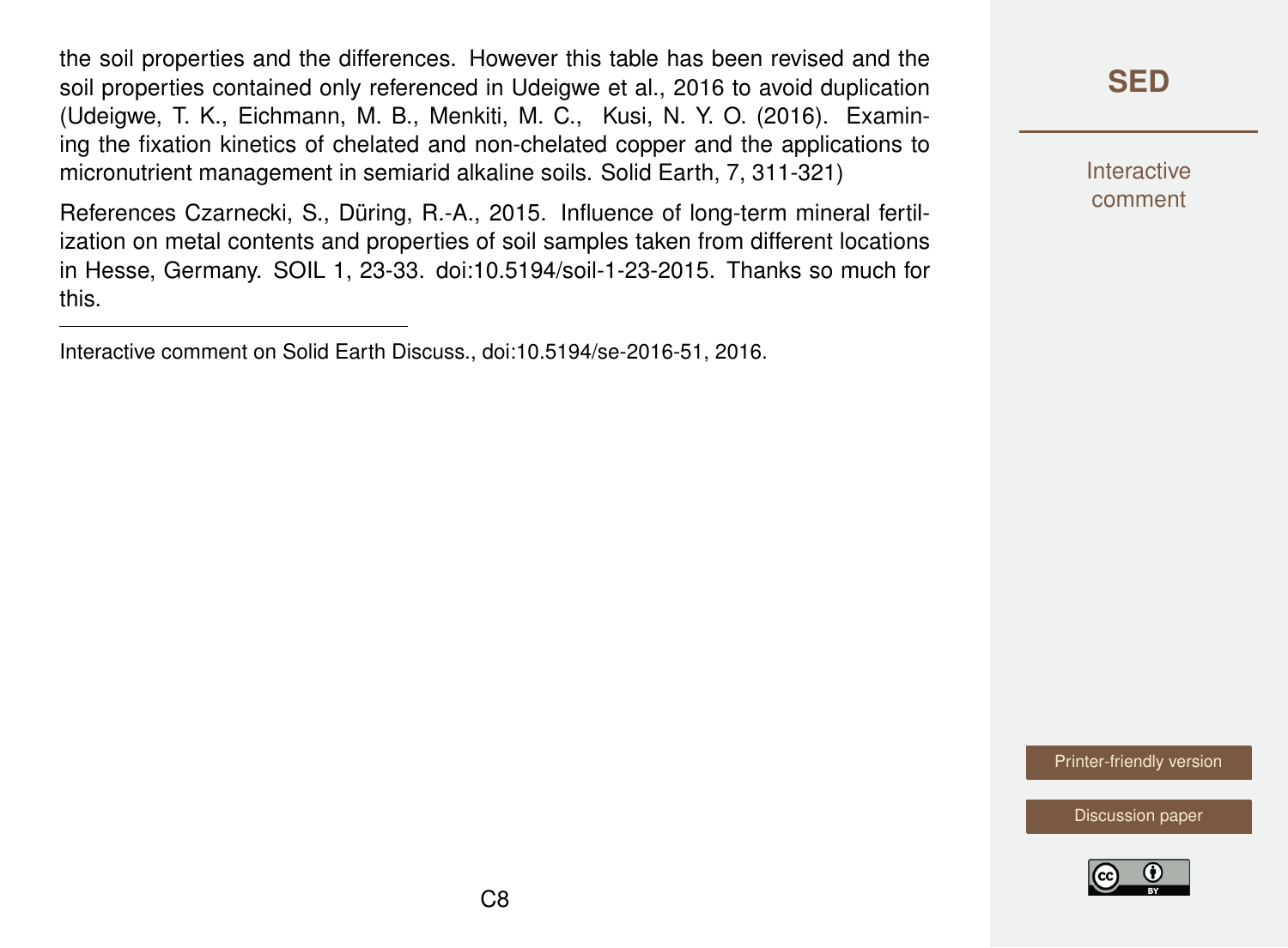the soil properties and the differences. However this table has been revised and the soil properties contained only referenced in Udeigwe et al., 2016 to avoid duplication (Udeigwe, T. K., Eichmann, M. B., Menkiti, M. C., Kusi, N. Y. O. (2016). Examining the fixation kinetics of chelated and non-chelated copper and the applications to micronutrient management in semiarid alkaline soils. Solid Earth, 7, 311-321)

References Czarnecki, S., Düring, R.-A., 2015. Influence of long-term mineral fertilization on metal contents and properties of soil samples taken from different locations in Hesse, Germany. SOIL 1, 23-33. doi:10.5194/soil-1-23-2015. Thanks so much for this.

---

Interactive comment on Solid Earth Discuss., doi:10.5194/se-2016-51, 2016.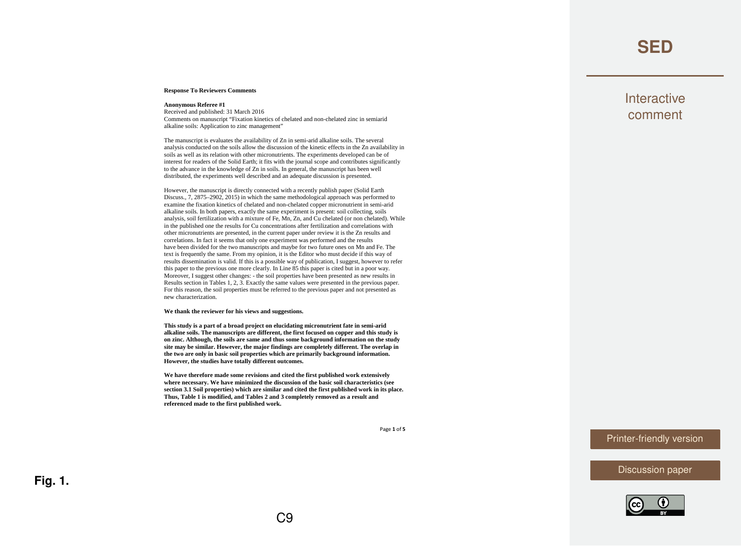**Response To Reviewers Comments**

**Anonymous Referee #1**

Received and published: 31 March 2016

Comments on manuscript "Fixation kinetics of chelated and non-chelated zinc in semiarid alkaline soils: Application to zinc management"

The manuscript is evaluates the availability of Zn in semi-arid alkaline soils. The several analysis conducted on the soils allow the discussion of the kinetic effects in the Zn availability in soils as well as its relation with other micronutrients. The experiments developed can be of interest for readers of the Solid Earth; it fits with the journal scope and contributes significantly to the advance in the knowledge of Zn in soils. In general, the manuscript has been well distributed, the experiments well described and an adequate discussion is presented.

However, the manuscript is directly connected with a recently publish paper (Solid Earth Discuss., 7, 2875–2902, 2015) in which the same methodological approach was performed to examine the fixation kinetics of chelated and non-chelated copper micronutrient in semi-arid alkaline soils. In both papers, exactly the same experiment is present: soil collecting, soils analysis, soil fertilization with a mixture of Fe, Mn, Zn, and Cu chelated (or non chelated). While in the published one the results for Cu concentrations after fertilization and correlations with other micronutrients are presented, in the current paper under review it is the Zn results and correlations. In fact it seems that only one experiment was performed and the results have been divided for the two manuscripts and maybe for two future ones on Mn and Fe. The text is frequently the same. From my opinion, it is the Editor who must decide if this way of results dissemination is valid. If this is a possible way of publication, I suggest, however to refer this paper to the previous one more clearly. In Line 85 this paper is cited but in a poor way. Moreover, I suggest other changes: - the soil properties have been presented as new results in Results section in Tables 1, 2, 3. Exactly the same values were presented in the previous paper. For this reason, the soil properties must be referred to the previous paper and not presented as new characterization.

**We thank the reviewer for his views and suggestions.**

**This study is a part of a broad project on elucidating micronutrient fate in semi-arid alkaline soils. The manuscripts are different, the first focused on copper and this study is on zinc. Although, the soils are same and thus some background information on the study site may be similar. However, the major findings are completely different. The overlap in the two are only in basic soil properties which are primarily background information. However, the studies have totally different outcomes.**

**We have therefore made some revisions and cited the first published work extensively where necessary. We have minimized the discussion of the basic soil characteristics (see section 3.1 Soil properties) which are similar and cited the first published work in its place. Thus, Table 1 is modified, and Tables 2 and 3 completely removed as a result and referenced made to the first published work.**

Page 1 of 5

**Fig. 1.**